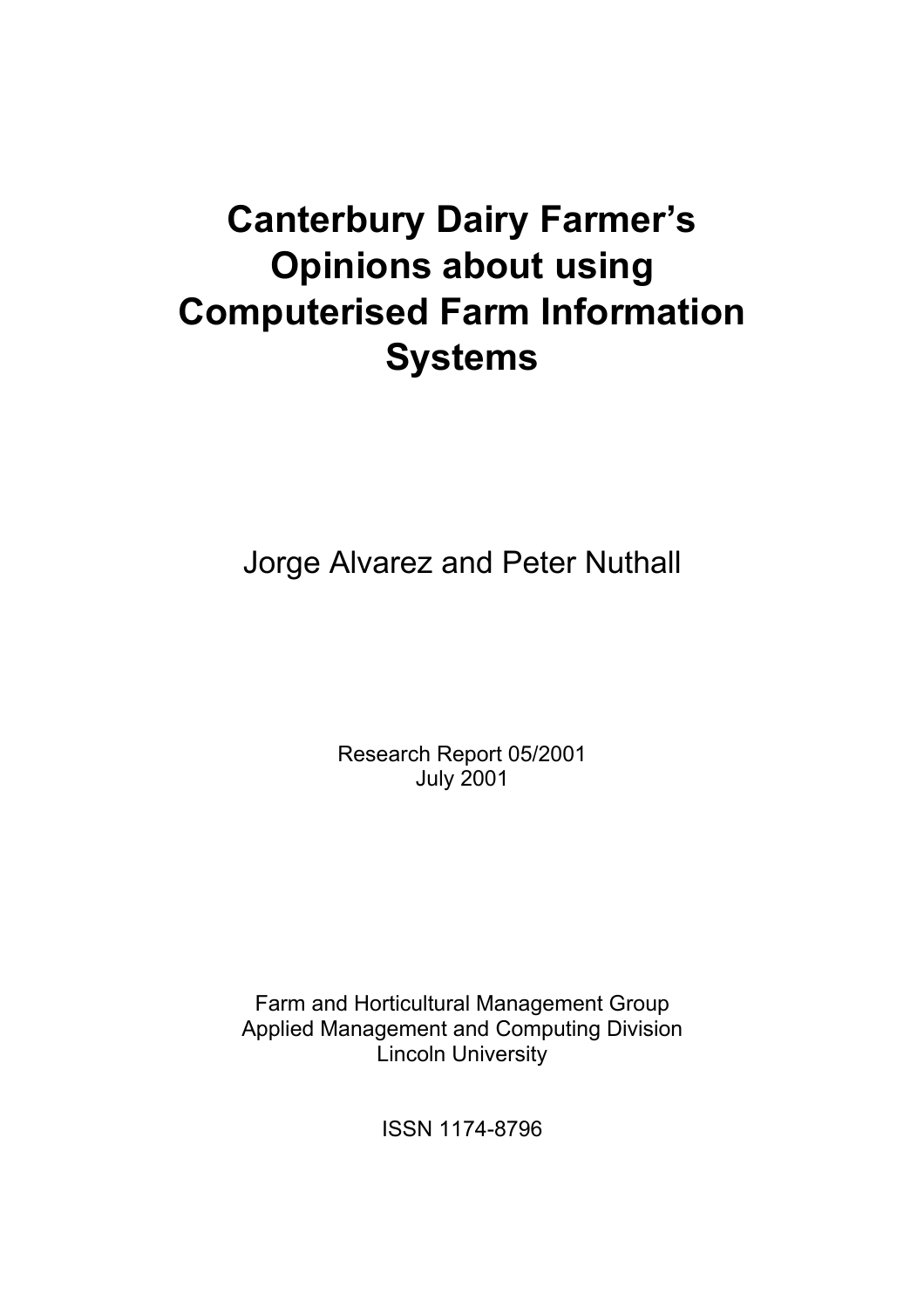# Canterbury Dairy Farmer's Opinions about using Computerised Farm Information Systems

Jorge Alvarez and Peter Nuthall

Research Report 05/2001
July 2001

Farm and Horticultural Management Group
Applied Management and Computing Division
Lincoln University

ISSN 1174-8796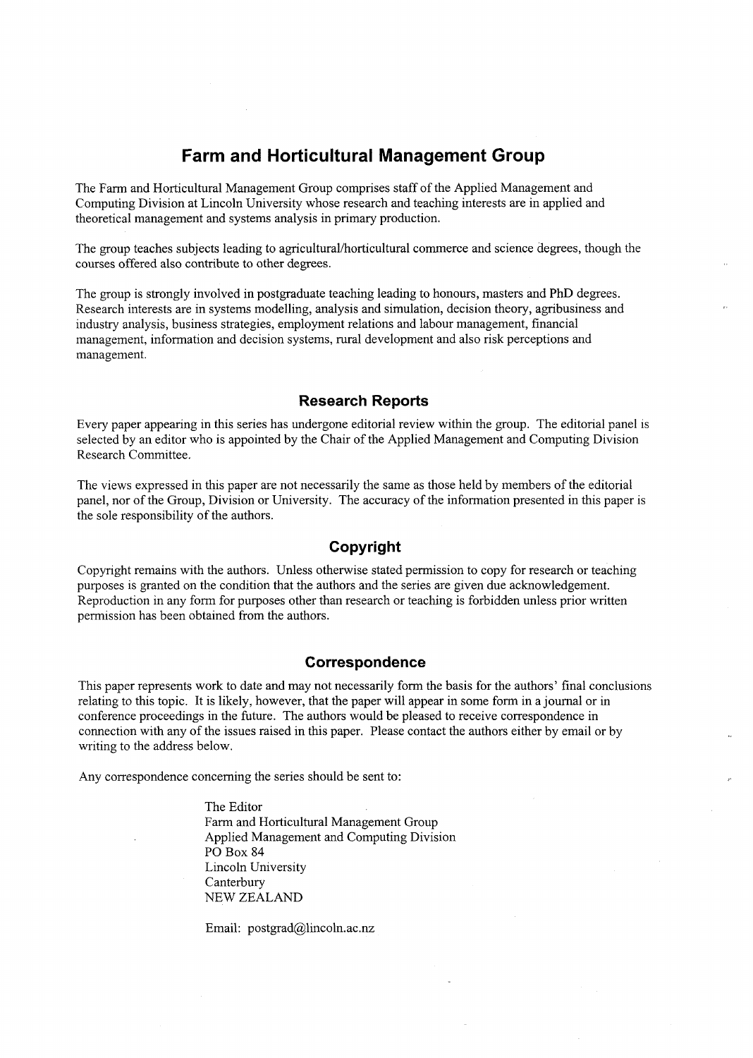## Farm and Horticultural Management Group

The Farm and Horticultural Management Group comprises staff of the Applied Management and Computing Division at Lincoln University whose research and teaching interests are in applied and theoretical management and systems analysis in primary production.

The group teaches subjects leading to agricultural/horticultural commerce and science degrees, though the courses offered also contribute to other degrees.

The group is strongly involved in postgraduate teaching leading to honours, masters and PhD degrees. Research interests are in systems modelling, analysis and simulation, decision theory, agribusiness and industry analysis, business strategies, employment relations and labour management, financial management, information and decision systems, rural development and also risk perceptions and management.

### Research Reports

Every paper appearing in this series has undergone editorial review within the group. The editorial panel is selected by an editor who is appointed by the Chair of the Applied Management and Computing Division Research Committee.

The views expressed in this paper are not necessarily the same as those held by members of the editorial panel, nor of the Group, Division or University. The accuracy of the information presented in this paper is the sole responsibility of the authors.

### Copyright

Copyright remains with the authors. Unless otherwise stated permission to copy for research or teaching purposes is granted on the condition that the authors and the series are given due acknowledgement. Reproduction in any form for purposes other than research or teaching is forbidden unless prior written permission has been obtained from the authors.

### Correspondence

This paper represents work to date and may not necessarily form the basis for the authors' final conclusions relating to this topic. It is likely, however, that the paper will appear in some form in a journal or in conference proceedings in the future. The authors would be pleased to receive correspondence in connection with any of the issues raised in this paper. Please contact the authors either by email or by writing to the address below.

Any correspondence concerning the series should be sent to:

The Editor  
Farm and Horticultural Management Group  
Applied Management and Computing Division  
PO Box 84  
Lincoln University  
Canterbury  
NEW ZEALAND

Email: postgrad@lincoln.ac.nz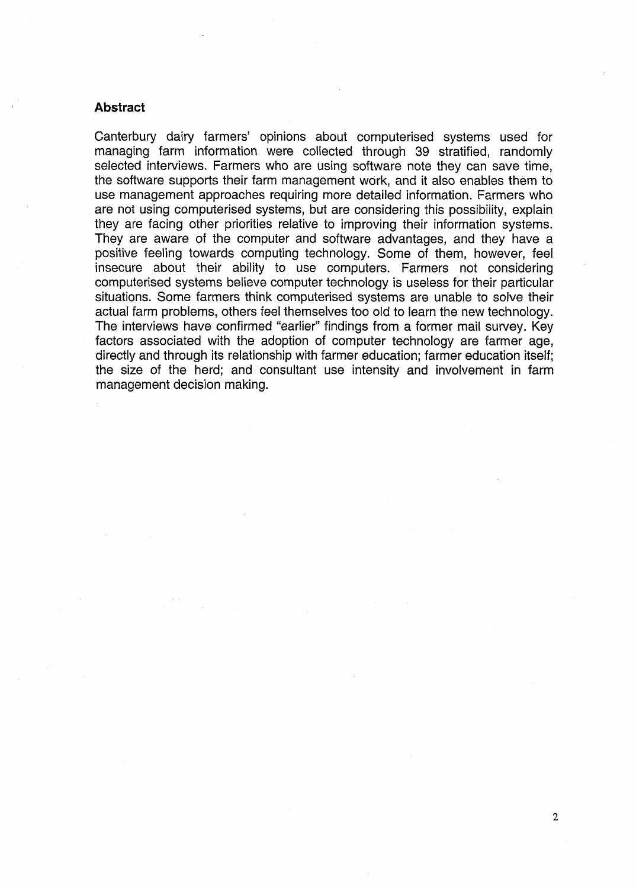## Abstract

Canterbury dairy farmers' opinions about computerised systems used for managing farm information were collected through 39 stratified, randomly selected interviews. Farmers who are using software note they can save time, the software supports their farm management work, and it also enables them to use management approaches requiring more detailed information. Farmers who are not using computerised systems, but are considering this possibility, explain they are facing other priorities relative to improving their information systems. They are aware of the computer and software advantages, and they have a positive feeling towards computing technology. Some of them, however, feel insecure about their ability to use computers. Farmers not considering computerised systems believe computer technology is useless for their particular situations. Some farmers think computerised systems are unable to solve their actual farm problems, others feel themselves too old to learn the new technology. The interviews have confirmed "earlier" findings from a former mail survey. Key factors associated with the adoption of computer technology are farmer age, directly and through its relationship with farmer education; farmer education itself; the size of the herd; and consultant use intensity and involvement in farm management decision making.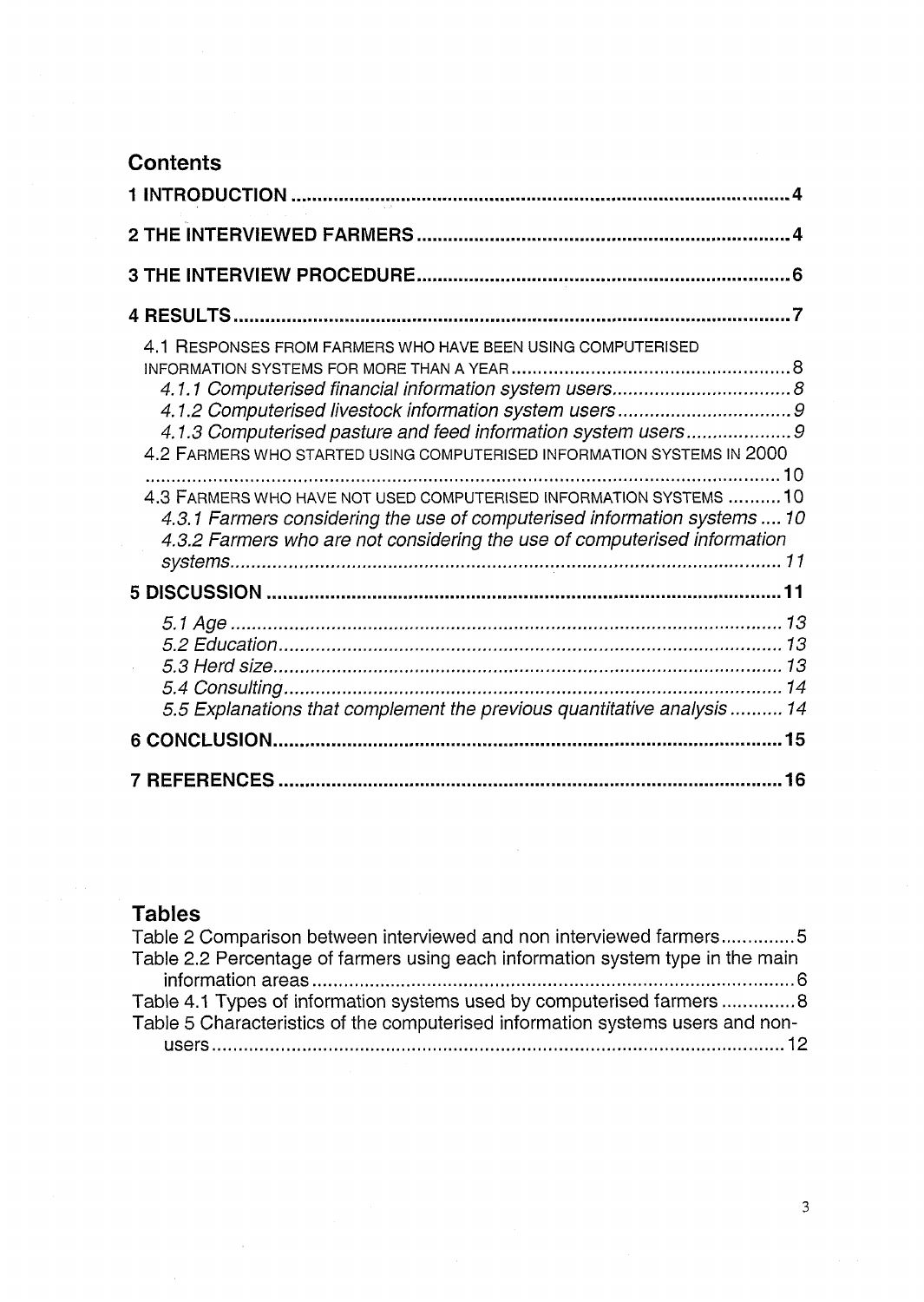## Contents

**1 INTRODUCTION .......... 4**

**2 THE INTERVIEWED FARMERS .......... 4**

**3 THE INTERVIEW PROCEDURE .......... 6**

**4 RESULTS .......... 7**

- 4.1 RESPONSES FROM FARMERS WHO HAVE BEEN USING COMPUTERISED INFORMATION SYSTEMS FOR MORE THAN A YEAR .......... 8
  - *4.1.1 Computerised financial information system users .......... 8*
  - *4.1.2 Computerised livestock information system users .......... 9*
  - *4.1.3 Computerised pasture and feed information system users .......... 9*
- 4.2 FARMERS WHO STARTED USING COMPUTERISED INFORMATION SYSTEMS IN 2000 .......... 10
- 4.3 FARMERS WHO HAVE NOT USED COMPUTERISED INFORMATION SYSTEMS .......... 10
  - *4.3.1 Farmers considering the use of computerised information systems .......... 10*
  - *4.3.2 Farmers who are not considering the use of computerised information systems .......... 11*

**5 DISCUSSION .......... 11**

- *5.1 Age .......... 13*
- *5.2 Education .......... 13*
- *5.3 Herd size .......... 13*
- *5.4 Consulting .......... 14*
- *5.5 Explanations that complement the previous quantitative analysis .......... 14*

**6 CONCLUSION .......... 15**

**7 REFERENCES .......... 16**

## Tables

Table 2 Comparison between interviewed and non interviewed farmers .......... 5

Table 2.2 Percentage of farmers using each information system type in the main information areas .......... 6

Table 4.1 Types of information systems used by computerised farmers .......... 8

Table 5 Characteristics of the computerised information systems users and non-users .......... 12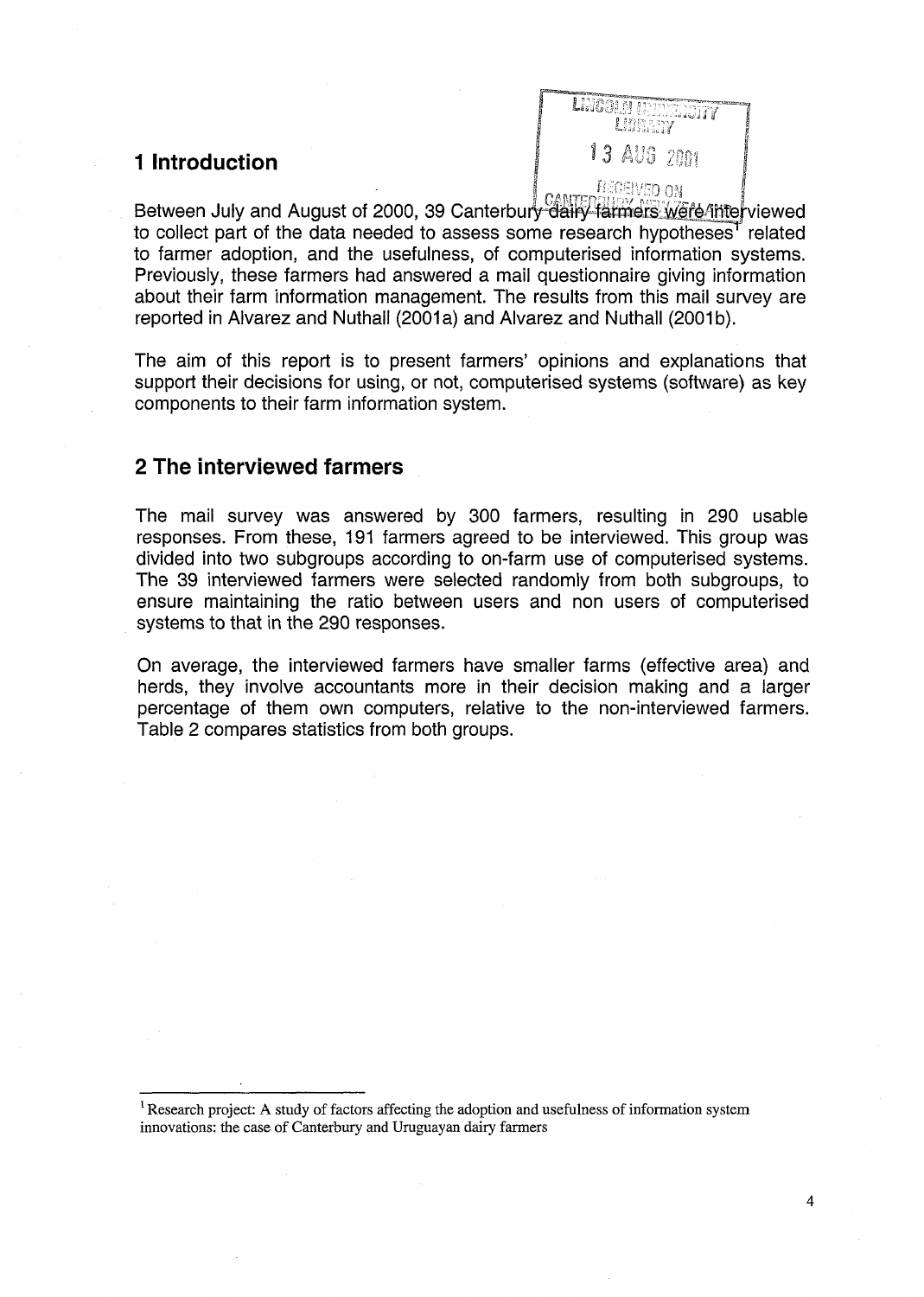## 1 Introduction

Between July and August of 2000, 39 Canterbury dairy farmers were interviewed to collect part of the data needed to assess some research hypotheses[1] related to farmer adoption, and the usefulness, of computerised information systems. Previously, these farmers had answered a mail questionnaire giving information about their farm information management. The results from this mail survey are reported in Alvarez and Nuthall (2001a) and Alvarez and Nuthall (2001b).

The aim of this report is to present farmers' opinions and explanations that support their decisions for using, or not, computerised systems (software) as key components to their farm information system.

## 2 The interviewed farmers

The mail survey was answered by 300 farmers, resulting in 290 usable responses. From these, 191 farmers agreed to be interviewed. This group was divided into two subgroups according to on-farm use of computerised systems. The 39 interviewed farmers were selected randomly from both subgroups, to ensure maintaining the ratio between users and non users of computerised systems to that in the 290 responses.

On average, the interviewed farmers have smaller farms (effective area) and herds, they involve accountants more in their decision making and a larger percentage of them own computers, relative to the non-interviewed farmers. Table 2 compares statistics from both groups.

[1] Research project: A study of factors affecting the adoption and usefulness of information system innovations: the case of Canterbury and Uruguayan dairy farmers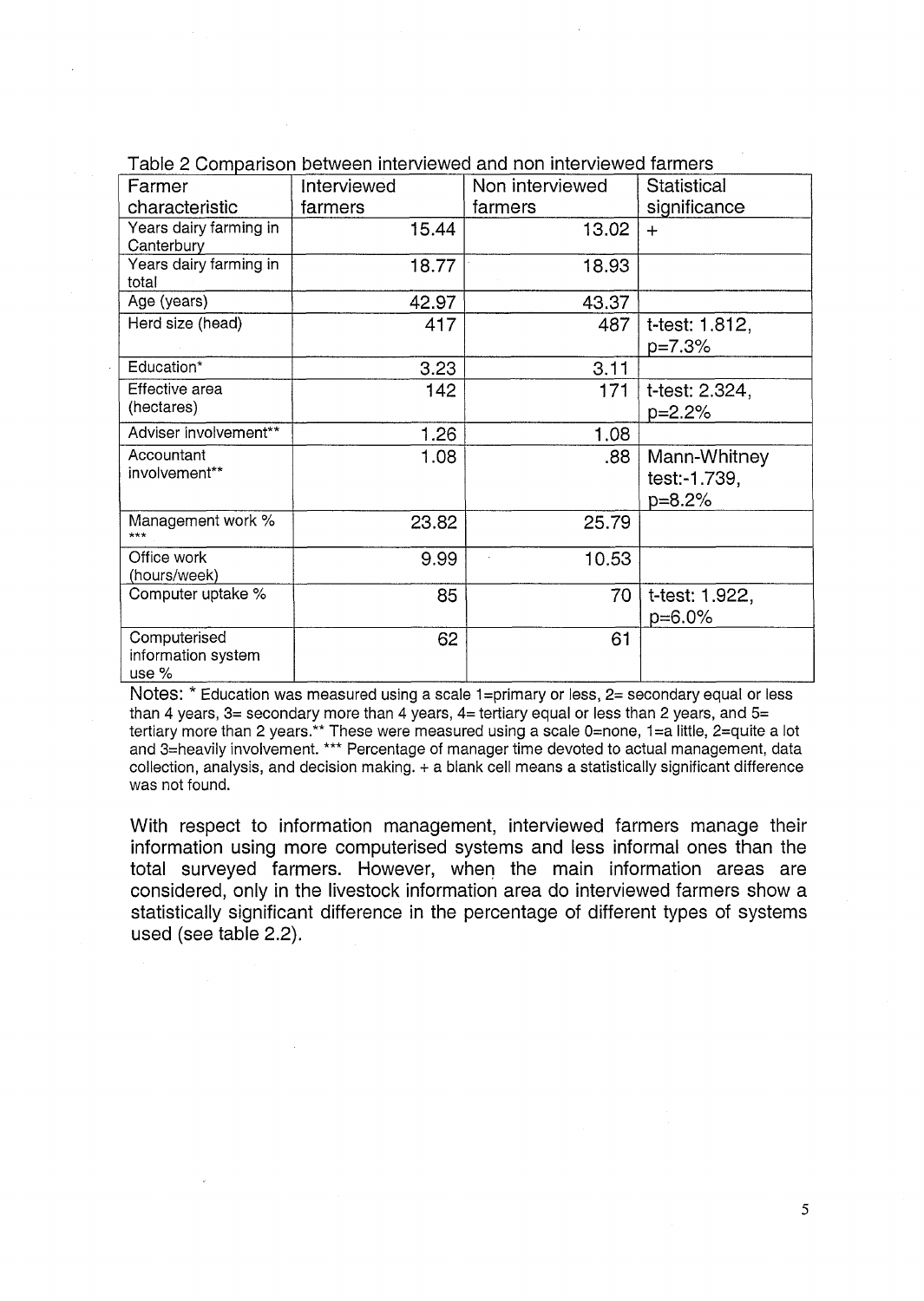Table 2 Comparison between interviewed and non interviewed farmers

| Farmer characteristic | Interviewed farmers | Non interviewed farmers | Statistical significance |
|---|---|---|---|
| Years dairy farming in Canterbury | 15.44 | 13.02 | + |
| Years dairy farming in total | 18.77 | 18.93 | |
| Age (years) | 42.97 | 43.37 | |
| Herd size (head) | 417 | 487 | t-test: 1.812, p=7.3% |
| Education* | 3.23 | 3.11 | |
| Effective area (hectares) | 142 | 171 | t-test: 2.324, p=2.2% |
| Adviser involvement** | 1.26 | 1.08 | |
| Accountant involvement** | 1.08 | .88 | Mann-Whitney test:-1.739, p=8.2% |
| Management work % *** | 23.82 | 25.79 | |
| Office work (hours/week) | 9.99 | 10.53 | |
| Computer uptake % | 85 | 70 | t-test: 1.922, p=6.0% |
| Computerised information system use % | 62 | 61 | |

Notes: * Education was measured using a scale 1=primary or less, 2= secondary equal or less than 4 years, 3= secondary more than 4 years, 4= tertiary equal or less than 2 years, and 5= tertiary more than 2 years.** These were measured using a scale 0=none, 1=a little, 2=quite a lot and 3=heavily involvement. *** Percentage of manager time devoted to actual management, data collection, analysis, and decision making. + a blank cell means a statistically significant difference was not found.

With respect to information management, interviewed farmers manage their information using more computerised systems and less informal ones than the total surveyed farmers. However, when the main information areas are considered, only in the livestock information area do interviewed farmers show a statistically significant difference in the percentage of different types of systems used (see table 2.2).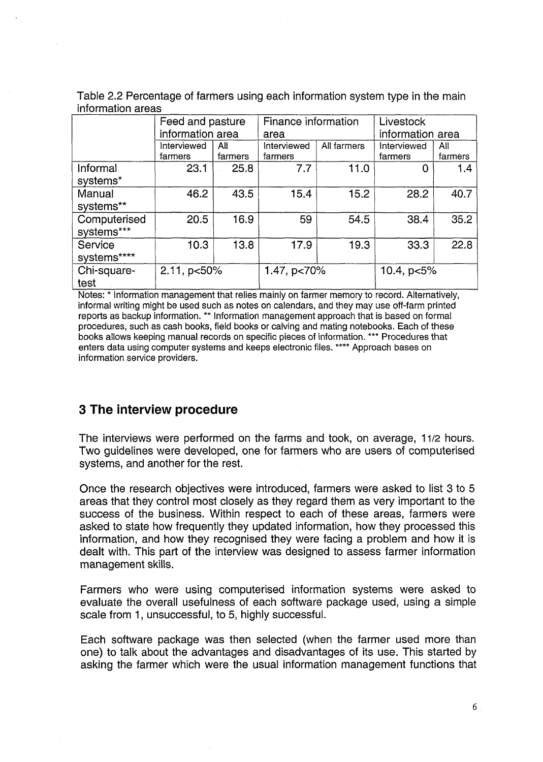Table 2.2 Percentage of farmers using each information system type in the main information areas

| | Feed and pasture information area | | Finance information area | | Livestock information area | |
|---|---|---|---|---|---|---|
| | Interviewed farmers | All farmers | Interviewed farmers | All farmers | Interviewed farmers | All farmers |
| Informal systems* | 23.1 | 25.8 | 7.7 | 11.0 | 0 | 1.4 |
| Manual systems** | 46.2 | 43.5 | 15.4 | 15.2 | 28.2 | 40.7 |
| Computerised systems*** | 20.5 | 16.9 | 59 | 54.5 | 38.4 | 35.2 |
| Service systems**** | 10.3 | 13.8 | 17.9 | 19.3 | 33.3 | 22.8 |
| Chi-square-test | 2.11, $p<50\%$ | | 1.47, $p<70\%$ | | 10.4, $p<5\%$ | |

Notes: * Information management that relies mainly on farmer memory to record. Alternatively, informal writing might be used such as notes on calendars, and they may use off-farm printed reports as backup information. ** Information management approach that is based on formal procedures, such as cash books, field books or calving and mating notebooks. Each of these books allows keeping manual records on specific pieces of information. *** Procedures that enters data using computer systems and keeps electronic files. **** Approach bases on information service providers.

## 3 The interview procedure

The interviews were performed on the farms and took, on average, 1 1/2 hours. Two guidelines were developed, one for farmers who are users of computerised systems, and another for the rest.

Once the research objectives were introduced, farmers were asked to list 3 to 5 areas that they control most closely as they regard them as very important to the success of the business. Within respect to each of these areas, farmers were asked to state how frequently they updated information, how they processed this information, and how they recognised they were facing a problem and how it is dealt with. This part of the interview was designed to assess farmer information management skills.

Farmers who were using computerised information systems were asked to evaluate the overall usefulness of each software package used, using a simple scale from 1, unsuccessful, to 5, highly successful.

Each software package was then selected (when the farmer used more than one) to talk about the advantages and disadvantages of its use. This started by asking the farmer which were the usual information management functions that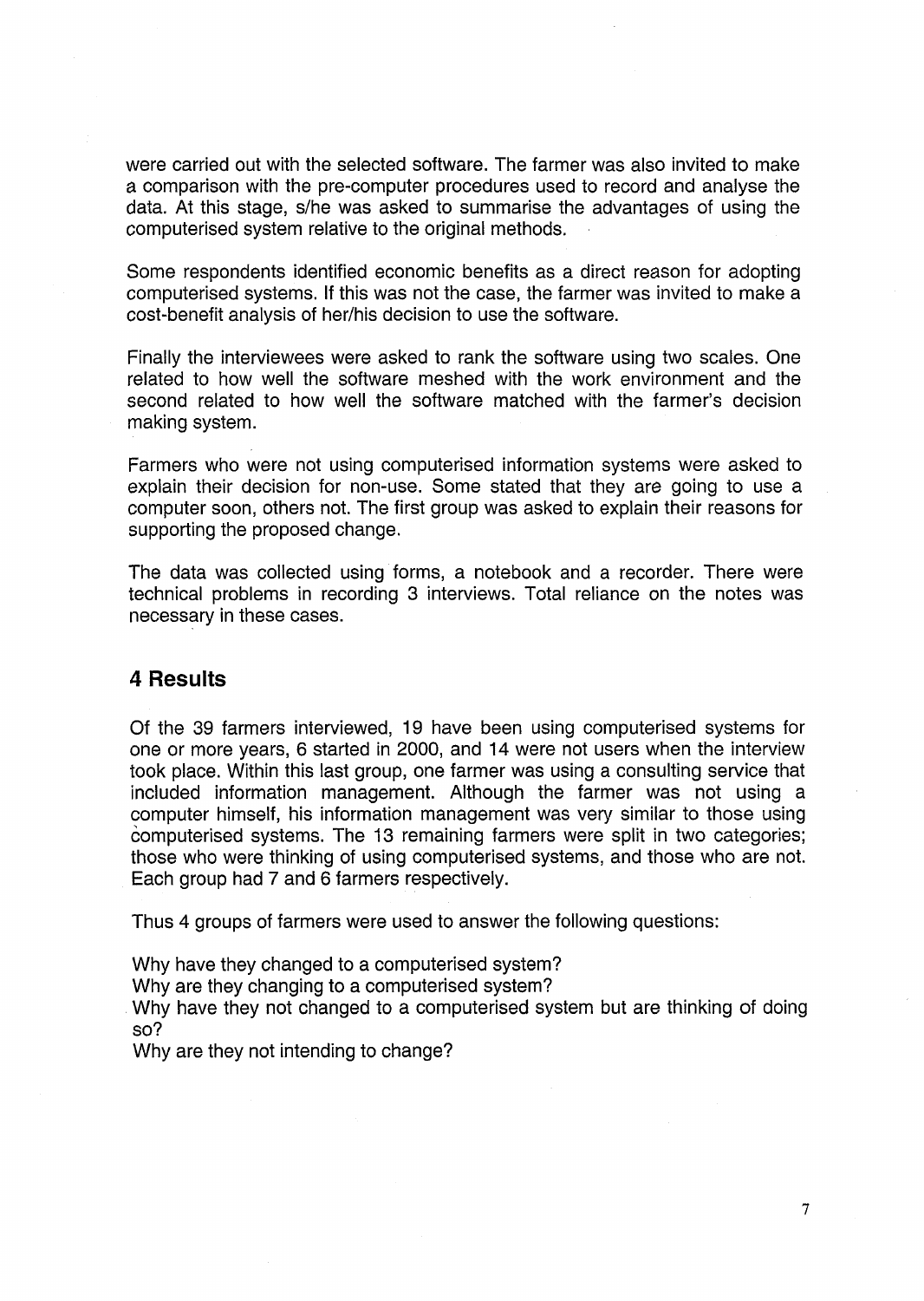were carried out with the selected software. The farmer was also invited to make a comparison with the pre-computer procedures used to record and analyse the data. At this stage, s/he was asked to summarise the advantages of using the computerised system relative to the original methods.

Some respondents identified economic benefits as a direct reason for adopting computerised systems. If this was not the case, the farmer was invited to make a cost-benefit analysis of her/his decision to use the software.

Finally the interviewees were asked to rank the software using two scales. One related to how well the software meshed with the work environment and the second related to how well the software matched with the farmer's decision making system.

Farmers who were not using computerised information systems were asked to explain their decision for non-use. Some stated that they are going to use a computer soon, others not. The first group was asked to explain their reasons for supporting the proposed change.

The data was collected using forms, a notebook and a recorder. There were technical problems in recording 3 interviews. Total reliance on the notes was necessary in these cases.

## 4 Results

Of the 39 farmers interviewed, 19 have been using computerised systems for one or more years, 6 started in 2000, and 14 were not users when the interview took place. Within this last group, one farmer was using a consulting service that included information management. Although the farmer was not using a computer himself, his information management was very similar to those using computerised systems. The 13 remaining farmers were split in two categories; those who were thinking of using computerised systems, and those who are not. Each group had 7 and 6 farmers respectively.

Thus 4 groups of farmers were used to answer the following questions:

Why have they changed to a computerised system?
Why are they changing to a computerised system?
Why have they not changed to a computerised system but are thinking of doing so?
Why are they not intending to change?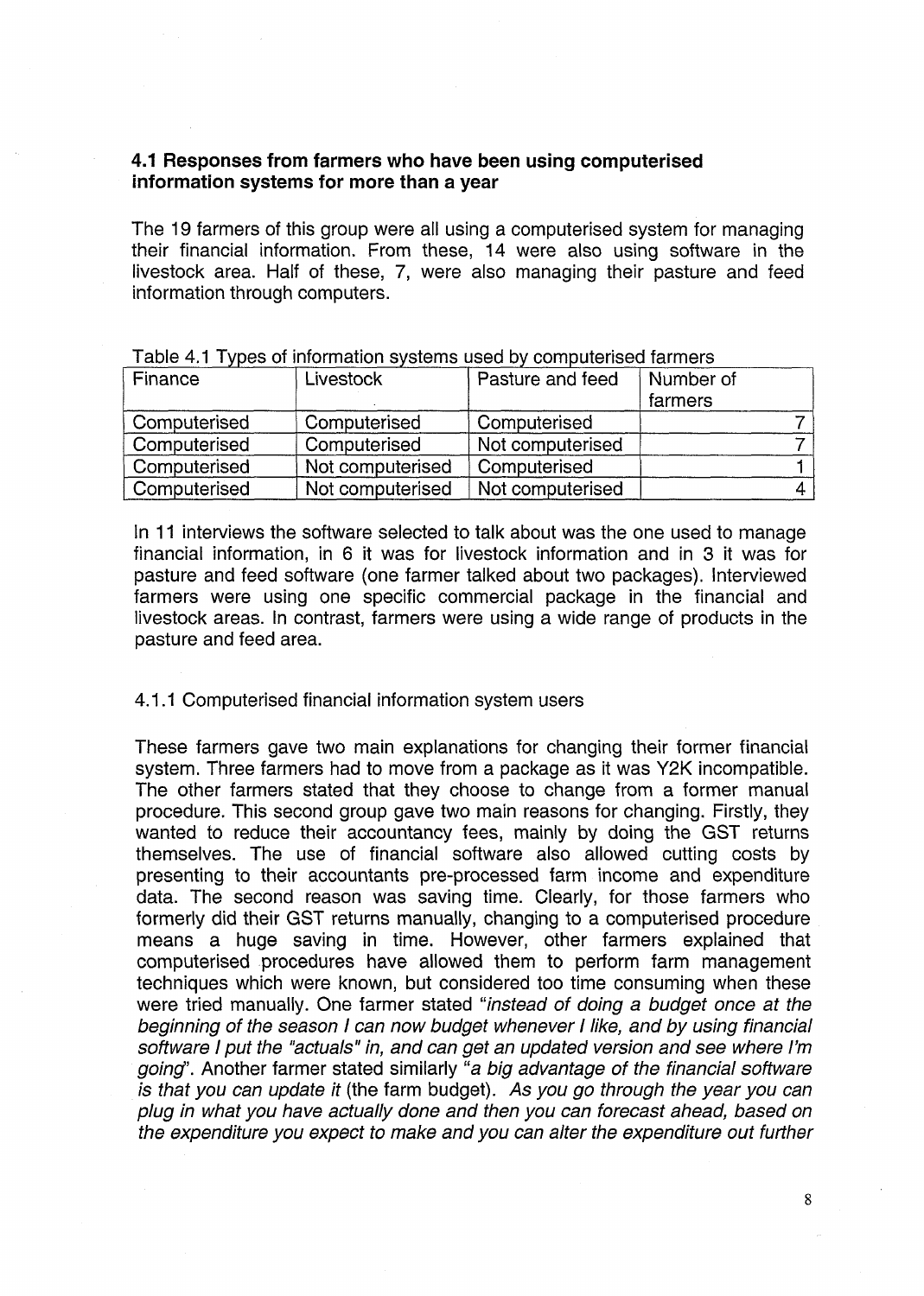## 4.1 Responses from farmers who have been using computerised information systems for more than a year

The 19 farmers of this group were all using a computerised system for managing their financial information. From these, 14 were also using software in the livestock area. Half of these, 7, were also managing their pasture and feed information through computers.

Table 4.1 Types of information systems used by computerised farmers

| Finance | Livestock | Pasture and feed | Number of farmers |
|---|---|---|---|
| Computerised | Computerised | Computerised | 7 |
| Computerised | Computerised | Not computerised | 7 |
| Computerised | Not computerised | Computerised | 1 |
| Computerised | Not computerised | Not computerised | 4 |

In 11 interviews the software selected to talk about was the one used to manage financial information, in 6 it was for livestock information and in 3 it was for pasture and feed software (one farmer talked about two packages). Interviewed farmers were using one specific commercial package in the financial and livestock areas. In contrast, farmers were using a wide range of products in the pasture and feed area.

### 4.1.1 Computerised financial information system users

These farmers gave two main explanations for changing their former financial system. Three farmers had to move from a package as it was Y2K incompatible. The other farmers stated that they choose to change from a former manual procedure. This second group gave two main reasons for changing. Firstly, they wanted to reduce their accountancy fees, mainly by doing the GST returns themselves. The use of financial software also allowed cutting costs by presenting to their accountants pre-processed farm income and expenditure data. The second reason was saving time. Clearly, for those farmers who formerly did their GST returns manually, changing to a computerised procedure means a huge saving in time. However, other farmers explained that computerised procedures have allowed them to perform farm management techniques which were known, but considered too time consuming when these were tried manually. One farmer stated "*instead of doing a budget once at the beginning of the season I can now budget whenever I like, and by using financial software I put the "actuals" in, and can get an updated version and see where I'm going*". Another farmer stated similarly "*a big advantage of the financial software is that you can update it* (the farm budget). *As you go through the year you can plug in what you have actually done and then you can forecast ahead, based on the expenditure you expect to make and you can alter the expenditure out further*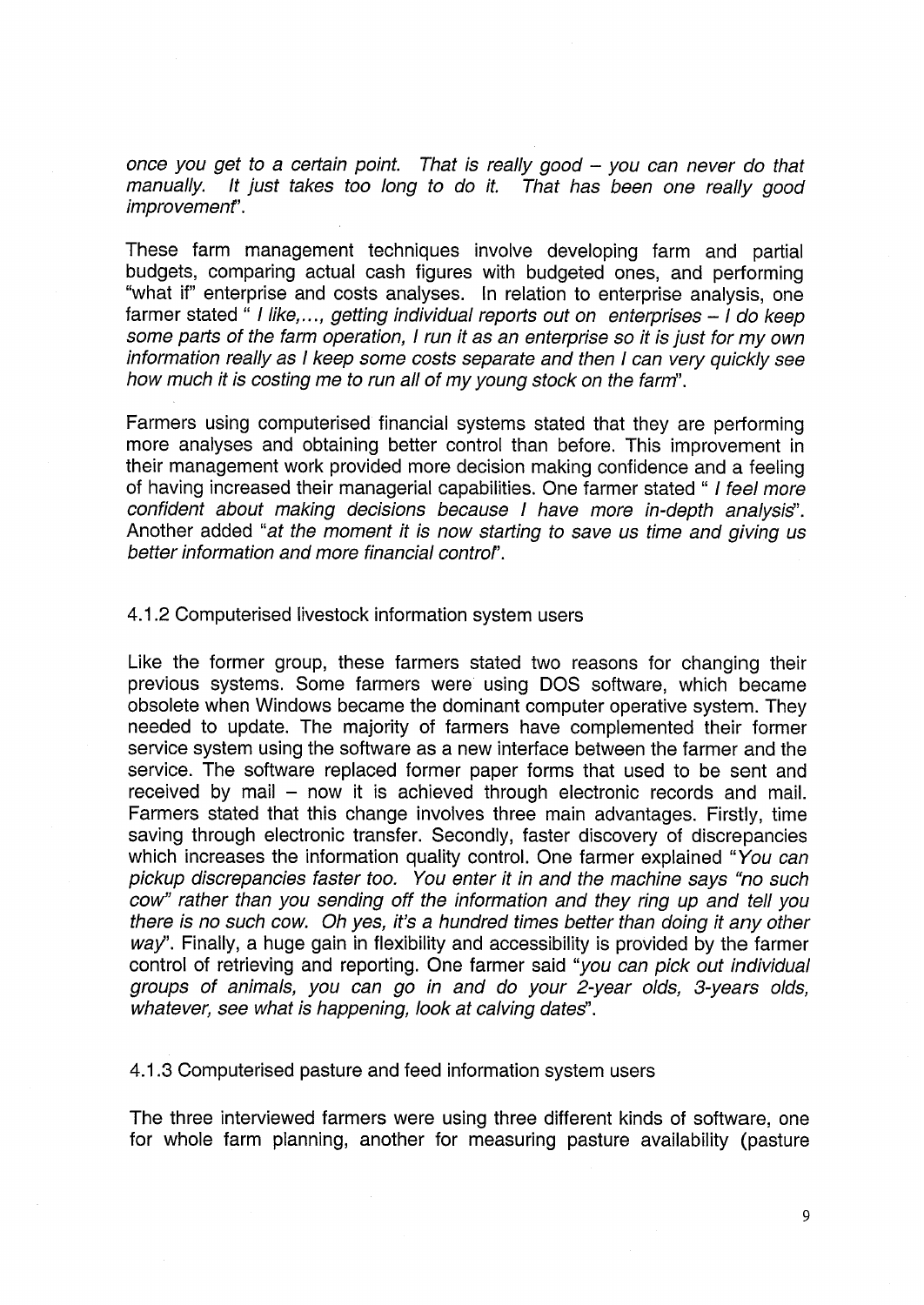*once you get to a certain point. That is really good – you can never do that manually. It just takes too long to do it. That has been one really good improvement*".

These farm management techniques involve developing farm and partial budgets, comparing actual cash figures with budgeted ones, and performing "what if" enterprise and costs analyses. In relation to enterprise analysis, one farmer stated " *I like,..., getting individual reports out on enterprises – I do keep some parts of the farm operation, I run it as an enterprise so it is just for my own information really as I keep some costs separate and then I can very quickly see how much it is costing me to run all of my young stock on the farm*".

Farmers using computerised financial systems stated that they are performing more analyses and obtaining better control than before. This improvement in their management work provided more decision making confidence and a feeling of having increased their managerial capabilities. One farmer stated " *I feel more confident about making decisions because I have more in-depth analysis*". Another added "*at the moment it is now starting to save us time and giving us better information and more financial control*".

### 4.1.2 Computerised livestock information system users

Like the former group, these farmers stated two reasons for changing their previous systems. Some farmers were using DOS software, which became obsolete when Windows became the dominant computer operative system. They needed to update. The majority of farmers have complemented their former service system using the software as a new interface between the farmer and the service. The software replaced former paper forms that used to be sent and received by mail – now it is achieved through electronic records and mail. Farmers stated that this change involves three main advantages. Firstly, time saving through electronic transfer. Secondly, faster discovery of discrepancies which increases the information quality control. One farmer explained "*You can pickup discrepancies faster too. You enter it in and the machine says "no such cow" rather than you sending off the information and they ring up and tell you there is no such cow. Oh yes, it's a hundred times better than doing it any other way*". Finally, a huge gain in flexibility and accessibility is provided by the farmer control of retrieving and reporting. One farmer said "*you can pick out individual groups of animals, you can go in and do your 2-year olds, 3-years olds, whatever, see what is happening, look at calving dates*".

### 4.1.3 Computerised pasture and feed information system users

The three interviewed farmers were using three different kinds of software, one for whole farm planning, another for measuring pasture availability (pasture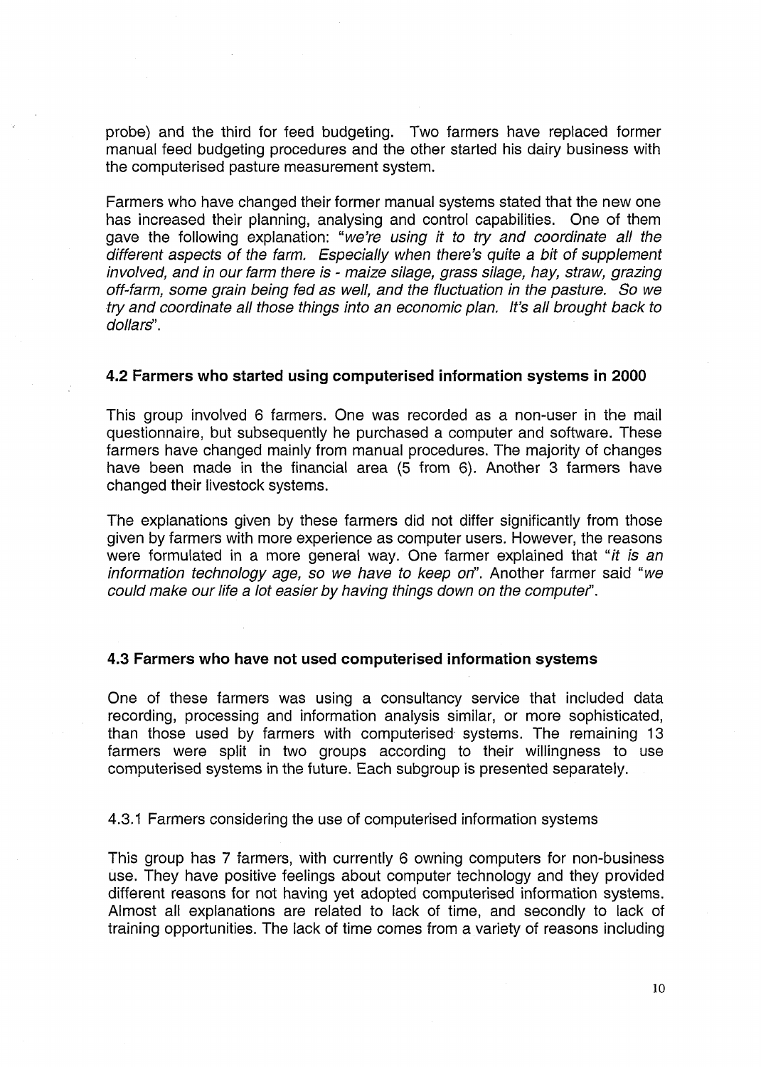probe) and the third for feed budgeting. Two farmers have replaced former manual feed budgeting procedures and the other started his dairy business with the computerised pasture measurement system.

Farmers who have changed their former manual systems stated that the new one has increased their planning, analysing and control capabilities. One of them gave the following explanation: "*we're using it to try and coordinate all the different aspects of the farm. Especially when there's quite a bit of supplement involved, and in our farm there is - maize silage, grass silage, hay, straw, grazing off-farm, some grain being fed as well, and the fluctuation in the pasture. So we try and coordinate all those things into an economic plan. It's all brought back to dollars*".

### 4.2 Farmers who started using computerised information systems in 2000

This group involved 6 farmers. One was recorded as a non-user in the mail questionnaire, but subsequently he purchased a computer and software. These farmers have changed mainly from manual procedures. The majority of changes have been made in the financial area (5 from 6). Another 3 farmers have changed their livestock systems.

The explanations given by these farmers did not differ significantly from those given by farmers with more experience as computer users. However, the reasons were formulated in a more general way. One farmer explained that "*it is an information technology age, so we have to keep on*". Another farmer said "*we could make our life a lot easier by having things down on the computer*".

### 4.3 Farmers who have not used computerised information systems

One of these farmers was using a consultancy service that included data recording, processing and information analysis similar, or more sophisticated, than those used by farmers with computerised systems. The remaining 13 farmers were split in two groups according to their willingness to use computerised systems in the future. Each subgroup is presented separately.

#### 4.3.1 Farmers considering the use of computerised information systems

This group has 7 farmers, with currently 6 owning computers for non-business use. They have positive feelings about computer technology and they provided different reasons for not having yet adopted computerised information systems. Almost all explanations are related to lack of time, and secondly to lack of training opportunities. The lack of time comes from a variety of reasons including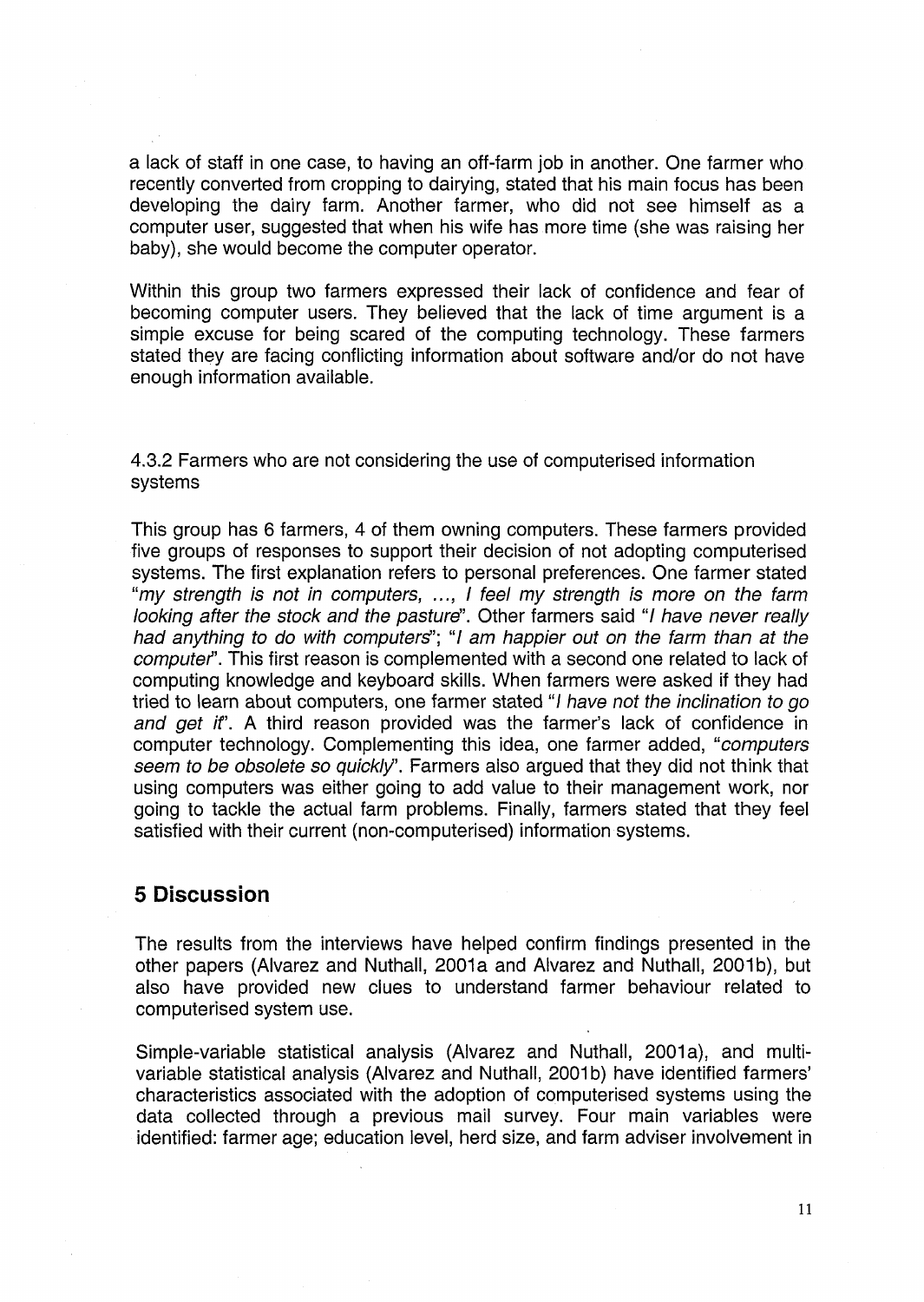a lack of staff in one case, to having an off-farm job in another. One farmer who recently converted from cropping to dairying, stated that his main focus has been developing the dairy farm. Another farmer, who did not see himself as a computer user, suggested that when his wife has more time (she was raising her baby), she would become the computer operator.

Within this group two farmers expressed their lack of confidence and fear of becoming computer users. They believed that the lack of time argument is a simple excuse for being scared of the computing technology. These farmers stated they are facing conflicting information about software and/or do not have enough information available.

### 4.3.2 Farmers who are not considering the use of computerised information systems

This group has 6 farmers, 4 of them owning computers. These farmers provided five groups of responses to support their decision of not adopting computerised systems. The first explanation refers to personal preferences. One farmer stated "*my strength is not in computers, ..., I feel my strength is more on the farm looking after the stock and the pasture*". Other farmers said "*I have never really had anything to do with computers*"; "*I am happier out on the farm than at the computer*". This first reason is complemented with a second one related to lack of computing knowledge and keyboard skills. When farmers were asked if they had tried to learn about computers, one farmer stated "*I have not the inclination to go and get it*". A third reason provided was the farmer's lack of confidence in computer technology. Complementing this idea, one farmer added, "*computers seem to be obsolete so quickly*". Farmers also argued that they did not think that using computers was either going to add value to their management work, nor going to tackle the actual farm problems. Finally, farmers stated that they feel satisfied with their current (non-computerised) information systems.

## 5 Discussion

The results from the interviews have helped confirm findings presented in the other papers (Alvarez and Nuthall, 2001a and Alvarez and Nuthall, 2001b), but also have provided new clues to understand farmer behaviour related to computerised system use.

Simple-variable statistical analysis (Alvarez and Nuthall, 2001a), and multi-variable statistical analysis (Alvarez and Nuthall, 2001b) have identified farmers' characteristics associated with the adoption of computerised systems using the data collected through a previous mail survey. Four main variables were identified: farmer age; education level, herd size, and farm adviser involvement in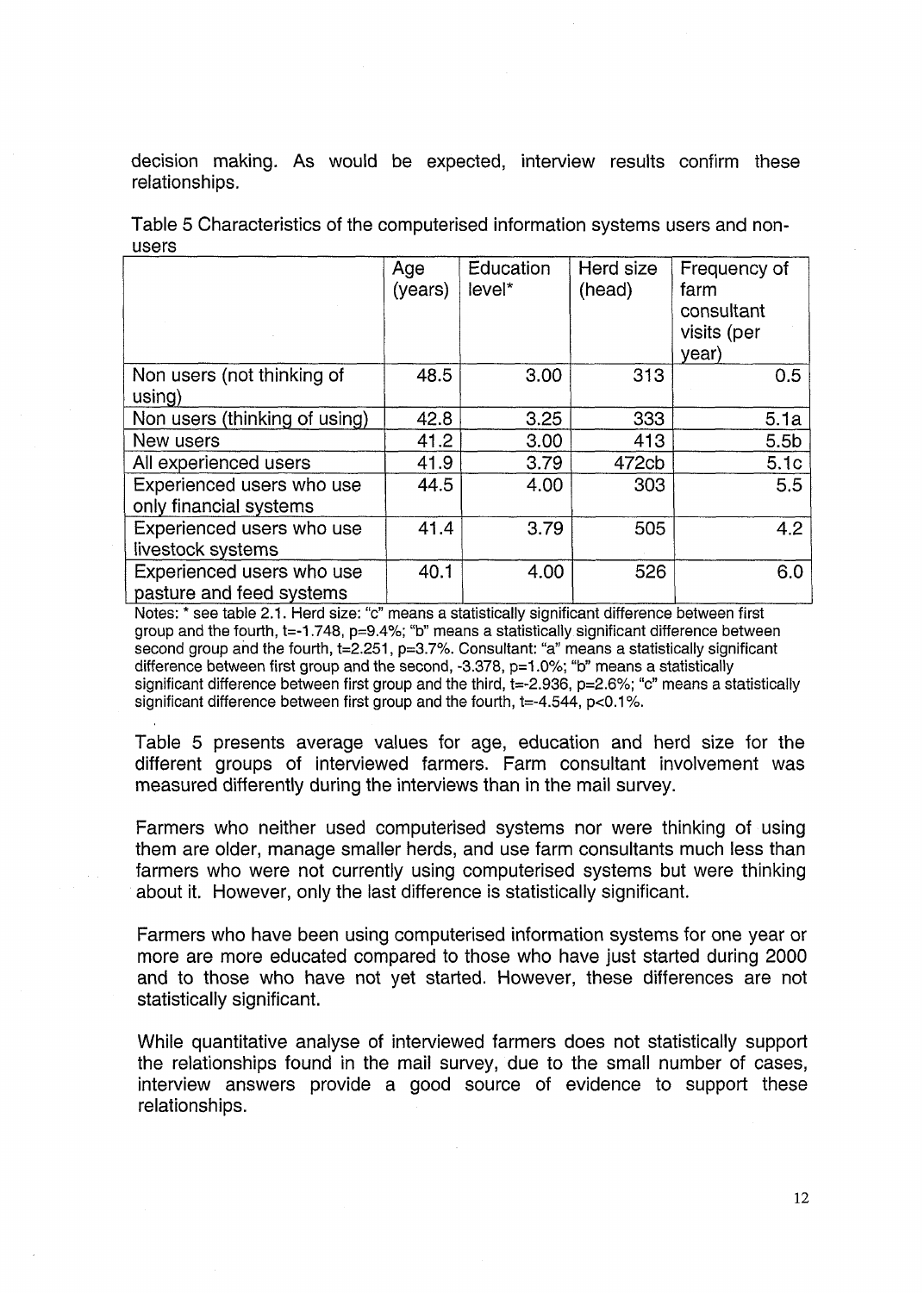decision making. As would be expected, interview results confirm these relationships.

Table 5 Characteristics of the computerised information systems users and non-users

| | Age (years) | Education level* | Herd size (head) | Frequency of farm consultant visits (per year) |
|---|---|---|---|---|
| Non users (not thinking of using) | 48.5 | 3.00 | 313 | 0.5 |
| Non users (thinking of using) | 42.8 | 3.25 | 333 | 5.1a |
| New users | 41.2 | 3.00 | 413 | 5.5b |
| All experienced users | 41.9 | 3.79 | 472cb | 5.1c |
| Experienced users who use only financial systems | 44.5 | 4.00 | 303 | 5.5 |
| Experienced users who use livestock systems | 41.4 | 3.79 | 505 | 4.2 |
| Experienced users who use pasture and feed systems | 40.1 | 4.00 | 526 | 6.0 |

Notes: * see table 2.1. Herd size: "c" means a statistically significant difference between first group and the fourth, $t=-1.748$, $p=9.4\%$; "b" means a statistically significant difference between second group and the fourth, $t=2.251$, $p=3.7\%$. Consultant: "a" means a statistically significant difference between first group and the second, $-3.378$, $p=1.0\%$; "b" means a statistically significant difference between first group and the third, $t=-2.936$, $p=2.6\%$; "c" means a statistically significant difference between first group and the fourth, $t=-4.544$, $p<0.1\%$.

Table 5 presents average values for age, education and herd size for the different groups of interviewed farmers. Farm consultant involvement was measured differently during the interviews than in the mail survey.

Farmers who neither used computerised systems nor were thinking of using them are older, manage smaller herds, and use farm consultants much less than farmers who were not currently using computerised systems but were thinking about it. However, only the last difference is statistically significant.

Farmers who have been using computerised information systems for one year or more are more educated compared to those who have just started during 2000 and to those who have not yet started. However, these differences are not statistically significant.

While quantitative analyse of interviewed farmers does not statistically support the relationships found in the mail survey, due to the small number of cases, interview answers provide a good source of evidence to support these relationships.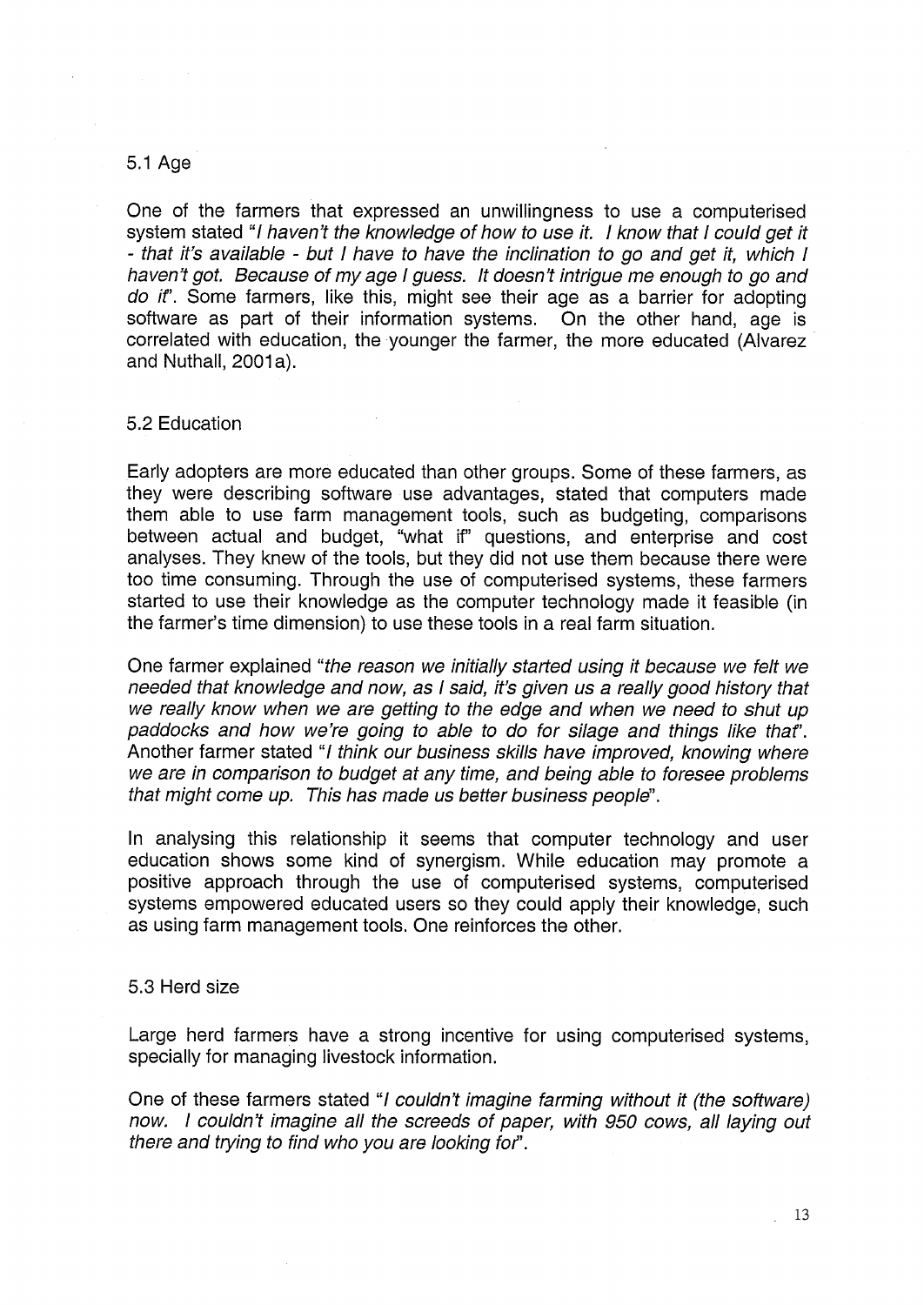### 5.1 Age

One of the farmers that expressed an unwillingness to use a computerised system stated "*I haven't the knowledge of how to use it. I know that I could get it - that it's available - but I have to have the inclination to go and get it, which I haven't got. Because of my age I guess. It doesn't intrigue me enough to go and do it*". Some farmers, like this, might see their age as a barrier for adopting software as part of their information systems. On the other hand, age is correlated with education, the younger the farmer, the more educated (Alvarez and Nuthall, 2001a).

### 5.2 Education

Early adopters are more educated than other groups. Some of these farmers, as they were describing software use advantages, stated that computers made them able to use farm management tools, such as budgeting, comparisons between actual and budget, "what if" questions, and enterprise and cost analyses. They knew of the tools, but they did not use them because there were too time consuming. Through the use of computerised systems, these farmers started to use their knowledge as the computer technology made it feasible (in the farmer's time dimension) to use these tools in a real farm situation.

One farmer explained "*the reason we initially started using it because we felt we needed that knowledge and now, as I said, it's given us a really good history that we really know when we are getting to the edge and when we need to shut up paddocks and how we're going to able to do for silage and things like that*". Another farmer stated "*I think our business skills have improved, knowing where we are in comparison to budget at any time, and being able to foresee problems that might come up. This has made us better business people*".

In analysing this relationship it seems that computer technology and user education shows some kind of synergism. While education may promote a positive approach through the use of computerised systems, computerised systems empowered educated users so they could apply their knowledge, such as using farm management tools. One reinforces the other.

### 5.3 Herd size

Large herd farmers have a strong incentive for using computerised systems, specially for managing livestock information.

One of these farmers stated "*I couldn't imagine farming without it (the software) now. I couldn't imagine all the screeds of paper, with 950 cows, all laying out there and trying to find who you are looking for*".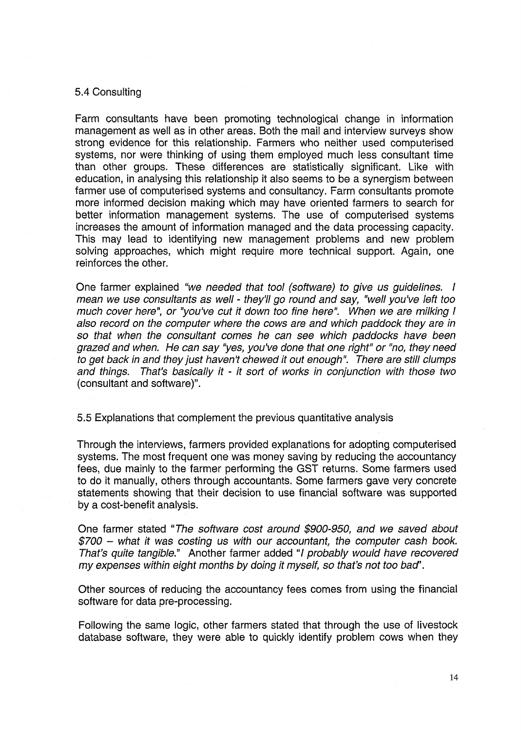## 5.4 Consulting

Farm consultants have been promoting technological change in information management as well as in other areas. Both the mail and interview surveys show strong evidence for this relationship. Farmers who neither used computerised systems, nor were thinking of using them employed much less consultant time than other groups. These differences are statistically significant. Like with education, in analysing this relationship it also seems to be a synergism between farmer use of computerised systems and consultancy. Farm consultants promote more informed decision making which may have oriented farmers to search for better information management systems. The use of computerised systems increases the amount of information managed and the data processing capacity. This may lead to identifying new management problems and new problem solving approaches, which might require more technical support. Again, one reinforces the other.

One farmer explained *"we needed that tool (software) to give us guidelines. I mean we use consultants as well - they'll go round and say, "well you've left too much cover here", or "you've cut it down too fine here". When we are milking I also record on the computer where the cows are and which paddock they are in so that when the consultant comes he can see which paddocks have been grazed and when. He can say "yes, you've done that one right" or "no, they need to get back in and they just haven't chewed it out enough". There are still clumps and things. That's basically it - it sort of works in conjunction with those two* (consultant and software)".

## 5.5 Explanations that complement the previous quantitative analysis

Through the interviews, farmers provided explanations for adopting computerised systems. The most frequent one was money saving by reducing the accountancy fees, due mainly to the farmer performing the GST returns. Some farmers used to do it manually, others through accountants. Some farmers gave very concrete statements showing that their decision to use financial software was supported by a cost-benefit analysis.

One farmer stated "*The software cost around $900-950, and we saved about $700 – what it was costing us with our accountant, the computer cash book. That's quite tangible.*" Another farmer added "*I probably would have recovered my expenses within eight months by doing it myself, so that's not too bad*".

Other sources of reducing the accountancy fees comes from using the financial software for data pre-processing.

Following the same logic, other farmers stated that through the use of livestock database software, they were able to quickly identify problem cows when they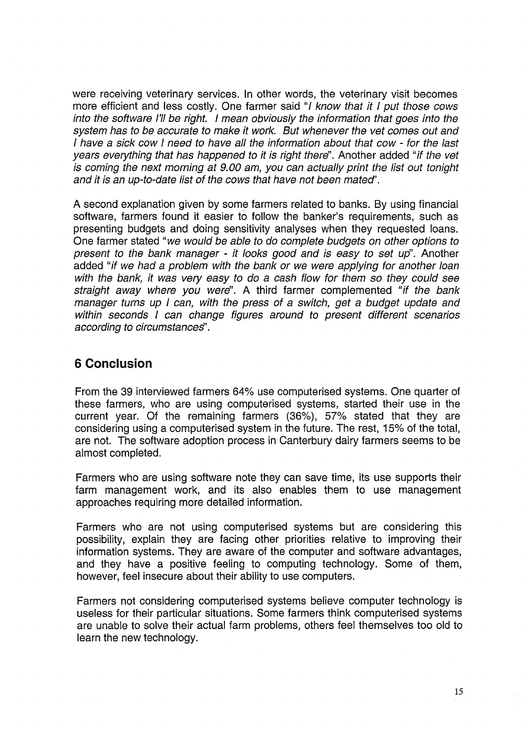were receiving veterinary services. In other words, the veterinary visit becomes more efficient and less costly. One farmer said "*I know that it I put those cows into the software I'll be right. I mean obviously the information that goes into the system has to be accurate to make it work. But whenever the vet comes out and I have a sick cow I need to have all the information about that cow - for the last years everything that has happened to it is right there*". Another added "*if the vet is coming the next morning at 9.00 am, you can actually print the list out tonight and it is an up-to-date list of the cows that have not been mated*".

A second explanation given by some farmers related to banks. By using financial software, farmers found it easier to follow the banker's requirements, such as presenting budgets and doing sensitivity analyses when they requested loans. One farmer stated "*we would be able to do complete budgets on other options to present to the bank manager - it looks good and is easy to set up*". Another added "*if we had a problem with the bank or we were applying for another loan with the bank, it was very easy to do a cash flow for them so they could see straight away where you were*". A third farmer complemented "*if the bank manager turns up I can, with the press of a switch, get a budget update and within seconds I can change figures around to present different scenarios according to circumstances*".

## 6 Conclusion

From the 39 interviewed farmers 64% use computerised systems. One quarter of these farmers, who are using computerised systems, started their use in the current year. Of the remaining farmers (36%), 57% stated that they are considering using a computerised system in the future. The rest, 15% of the total, are not. The software adoption process in Canterbury dairy farmers seems to be almost completed.

Farmers who are using software note they can save time, its use supports their farm management work, and its also enables them to use management approaches requiring more detailed information.

Farmers who are not using computerised systems but are considering this possibility, explain they are facing other priorities relative to improving their information systems. They are aware of the computer and software advantages, and they have a positive feeling to computing technology. Some of them, however, feel insecure about their ability to use computers.

Farmers not considering computerised systems believe computer technology is useless for their particular situations. Some farmers think computerised systems are unable to solve their actual farm problems, others feel themselves too old to learn the new technology.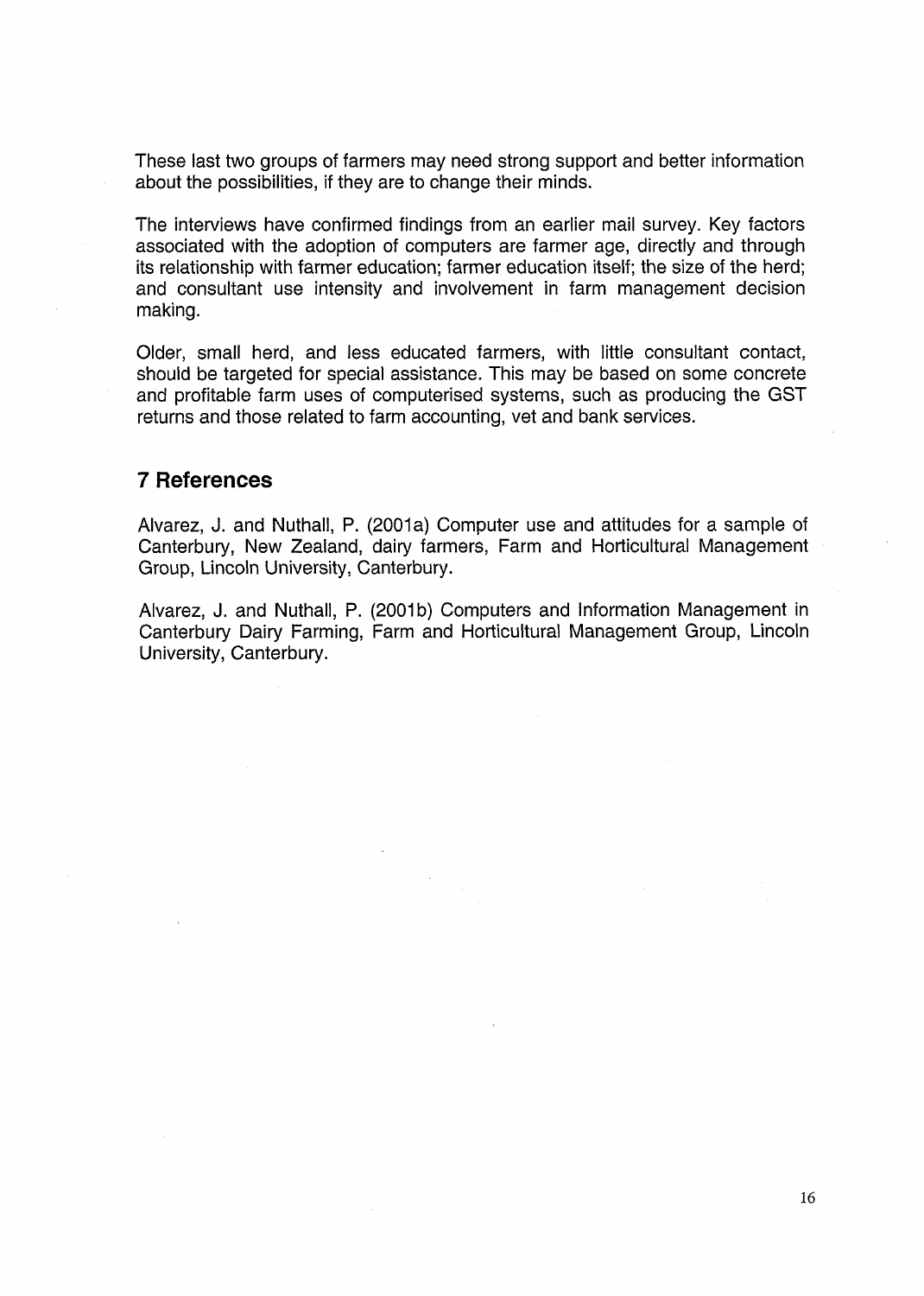These last two groups of farmers may need strong support and better information about the possibilities, if they are to change their minds.

The interviews have confirmed findings from an earlier mail survey. Key factors associated with the adoption of computers are farmer age, directly and through its relationship with farmer education; farmer education itself; the size of the herd; and consultant use intensity and involvement in farm management decision making.

Older, small herd, and less educated farmers, with little consultant contact, should be targeted for special assistance. This may be based on some concrete and profitable farm uses of computerised systems, such as producing the GST returns and those related to farm accounting, vet and bank services.

## 7 References

Alvarez, J. and Nuthall, P. (2001a) Computer use and attitudes for a sample of Canterbury, New Zealand, dairy farmers, Farm and Horticultural Management Group, Lincoln University, Canterbury.

Alvarez, J. and Nuthall, P. (2001b) Computers and Information Management in Canterbury Dairy Farming, Farm and Horticultural Management Group, Lincoln University, Canterbury.